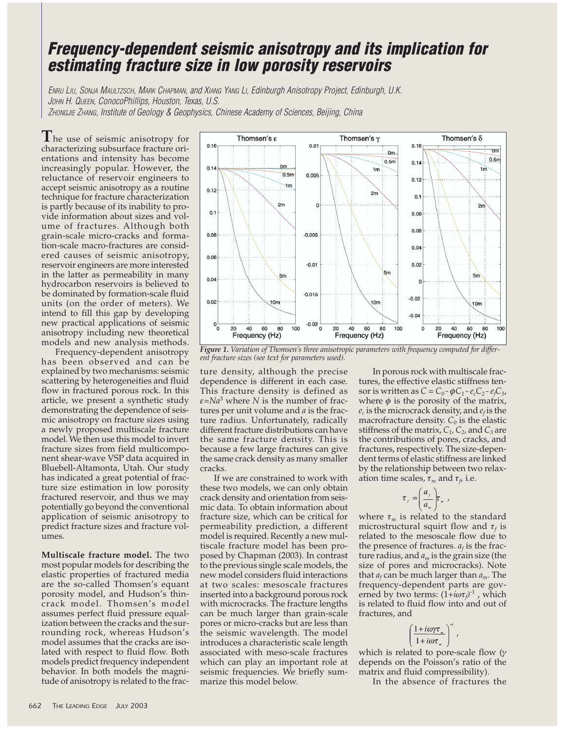# Frequency-dependent seismic anisotropy and its implication for estimating fracture size in low porosity reservoirs

ENRU LIU, SONJA MAULTZSCH, MARK CHAPMAN, and XIANG YANG LI, Edinburgh Anisotropy Project, Edinburgh, U.K.
JOHN H. QUEEN, ConocoPhillips, Houston, Texas, U.S.
ZHONGJIE ZHANG, Institute of Geology & Geophysics, Chinese Academy of Sciences, Beijing, China

The use of seismic anisotropy for characterizing subsurface fracture orientations and intensity has become increasingly popular. However, the reluctance of reservoir engineers to accept seismic anisotropy as a routine technique for fracture characterization is partly because of its inability to provide information about sizes and volume of fractures. Although both grain-scale micro-cracks and formation-scale macro-fractures are considered causes of seismic anisotropy, reservoir engineers are more interested in the latter as permeability in many hydrocarbon reservoirs is believed to be dominated by formation-scale fluid units (on the order of meters). We intend to fill this gap by developing new practical applications of seismic anisotropy including new theoretical models and new analysis methods.

Frequency-dependent anisotropy has been observed and can be explained by two mechanisms: seismic scattering by heterogeneities and fluid flow in fractured porous rock. In this article, we present a synthetic study demonstrating the dependence of seismic anisotropy on fracture sizes using a newly proposed multiscale fracture model. We then use this model to invert fracture sizes from field multicomponent shear-wave VSP data acquired in Bluebell-Altamonta, Utah. Our study has indicated a great potential of fracture size estimation in low porosity fractured reservoir, and thus we may potentially go beyond the conventional application of seismic anisotropy to predict fracture sizes and fracture volumes.

**Multiscale fracture model.** The two most popular models for describing the elastic properties of fractured media are the so-called Thomsen's equant porosity model, and Hudson's thin-crack model. Thomsen's model assumes perfect fluid pressure equalization between the cracks and the surrounding rock, whereas Hudson's model assumes that the cracks are isolated with respect to fluid flow. Both models predict frequency independent behavior. In both models the magnitude of anisotropy is related to the fracture density, although the precise dependence is different in each case. This fracture density is defined as $\varepsilon = Na^3$ where $N$ is the number of fractures per unit volume and $a$ is the fracture radius. Unfortunately, radically different fracture distributions can have the same fracture density. This is because a few large fractures can give the same crack density as many smaller cracks.

*Figure 1. Variation of Thomsen's three anisotropic parameters with frequency computed for different fracture sizes (see text for parameters used).*

If we are constrained to work with these two models, we can only obtain crack density and orientation from seismic data. To obtain information about fracture size, which can be critical for permeability prediction, a different model is required. Recently a new multiscale fracture model has been proposed by Chapman (2003). In contrast to the previous single scale models, the new model considers fluid interactions at two scales: mesoscale fractures inserted into a background porous rock with microcracks. The fracture lengths can be much larger than grain-scale pores or micro-cracks but are less than the seismic wavelength. The model introduces a characteristic scale length associated with meso-scale fractures which can play an important role at seismic frequencies. We briefly summarize this model below.

In porous rock with multiscale fractures, the effective elastic stiffness tensor is written as $C = C_0 - \phi C_1 - e_c C_2 - e_f C_3$, where $\phi$ is the porosity of the matrix, $e_c$ is the microcrack density, and $e_f$ is the macrofracture density. $C_0$ is the elastic stiffness of the matrix, $C_1$, $C_2$, and $C_3$ are the contributions of pores, cracks, and fractures, respectively. The size-dependent terms of elastic stiffness are linked by the relationship between two relaxation time scales, $\tau_m$ and $\tau_f$, i.e.

$$\tau_f = \left(\frac{a_f}{a_m}\right)\tau_m ,$$

where $\tau_m$ is related to the standard microstructural squirt flow and $\tau_f$ is related to the mesoscale flow due to the presence of fractures. $a_f$ is the fracture radius, and $a_m$ is the grain size (the size of pores and microcracks). Note that $a_f$ can be much larger than $a_m$. The frequency-dependent parts are governed by two terms: $(1+i\omega\tau_f)^{-1}$, which is related to fluid flow into and out of fractures, and

$$\left(\frac{1+i\omega\gamma\tau_m}{1+i\omega\tau_m}\right)^{-1},$$

which is related to pore-scale flow ($\gamma$ depends on the Poisson's ratio of the matrix and fluid compressibility).

In the absence of fractures the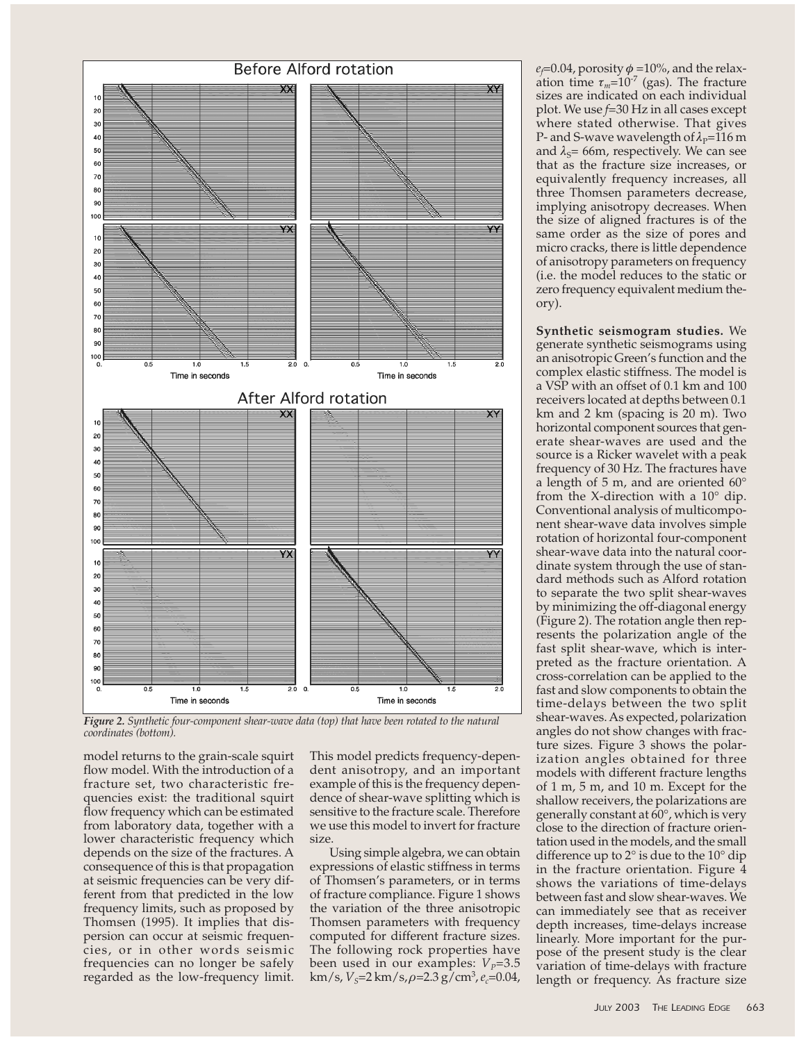Figure 2. Synthetic four-component shear-wave data (top) that have been rotated to the natural coordinates (bottom).

model returns to the grain-scale squirt flow model. With the introduction of a fracture set, two characteristic frequencies exist: the traditional squirt flow frequency which can be estimated from laboratory data, together with a lower characteristic frequency which depends on the size of the fractures. A consequence of this is that propagation at seismic frequencies can be very different from that predicted in the low frequency limits, such as proposed by Thomsen (1995). It implies that dispersion can occur at seismic frequencies, or in other words seismic frequencies can no longer be safely regarded as the low-frequency limit. This model predicts frequency-dependent anisotropy, and an important example of this is the frequency dependence of shear-wave splitting which is sensitive to the fracture scale. Therefore we use this model to invert for fracture size.

Using simple algebra, we can obtain expressions of elastic stiffness in terms of Thomsen's parameters, or in terms of fracture compliance. Figure 1 shows the variation of the three anisotropic Thomsen parameters with frequency computed for different fracture sizes. The following rock properties have been used in our examples: $V_P$=3.5 km/s, $V_S$=2 km/s, $\rho$=2.3 g/cm$^3$, $e_c$=0.04, $e_f$=0.04, porosity $\phi$ =10%, and the relaxation time $\tau_m$=10$^{-7}$ (gas). The fracture sizes are indicated on each individual plot. We use $f$=30 Hz in all cases except where stated otherwise. That gives P- and S-wave wavelength of $\lambda_P$=116 m and $\lambda_S$= 66m, respectively. We can see that as the fracture size increases, or equivalently frequency increases, all three Thomsen parameters decrease, implying anisotropy decreases. When the size of aligned fractures is of the same order as the size of pores and micro cracks, there is little dependence of anisotropy parameters on frequency (i.e. the model reduces to the static or zero frequency equivalent medium theory).

**Synthetic seismogram studies.** We generate synthetic seismograms using an anisotropic Green's function and the complex elastic stiffness. The model is a VSP with an offset of 0.1 km and 100 receivers located at depths between 0.1 km and 2 km (spacing is 20 m). Two horizontal component sources that generate shear-waves are used and the source is a Ricker wavelet with a peak frequency of 30 Hz. The fractures have a length of 5 m, and are oriented 60° from the X-direction with a 10° dip. Conventional analysis of multicomponent shear-wave data involves simple rotation of horizontal four-component shear-wave data into the natural coordinate system through the use of standard methods such as Alford rotation to separate the two split shear-waves by minimizing the off-diagonal energy (Figure 2). The rotation angle then represents the polarization angle of the fast split shear-wave, which is interpreted as the fracture orientation. A cross-correlation can be applied to the fast and slow components to obtain the time-delays between the two split shear-waves. As expected, polarization angles do not show changes with fracture sizes. Figure 3 shows the polarization angles obtained for three models with different fracture lengths of 1 m, 5 m, and 10 m. Except for the shallow receivers, the polarizations are generally constant at 60°, which is very close to the direction of fracture orientation used in the models, and the small difference up to 2° is due to the 10° dip in the fracture orientation. Figure 4 shows the variations of time-delays between fast and slow shear-waves. We can immediately see that as receiver depth increases, time-delays increase linearly. More important for the purpose of the present study is the clear variation of time-delays with fracture length or frequency. As fracture size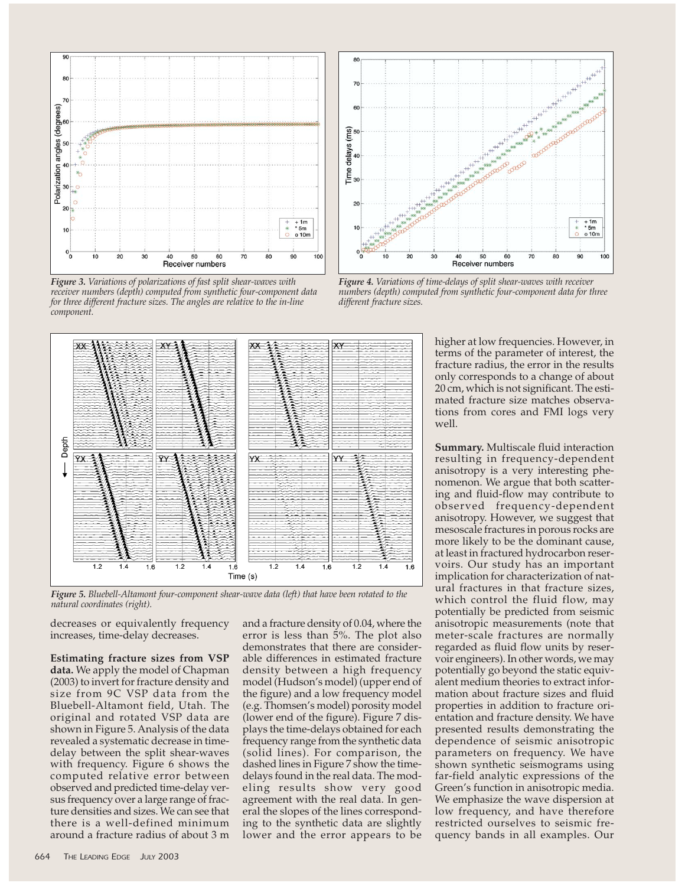*Figure 3. Variations of polarizations of fast split shear-waves with receiver numbers (depth) computed from synthetic four-component data for three different fracture sizes. The angles are relative to the in-line component.*

*Figure 4. Variations of time-delays of split shear-waves with receiver numbers (depth) computed from synthetic four-component data for three different fracture sizes.*

*Figure 5. Bluebell-Altamont four-component shear-wave data (left) that have been rotated to the natural coordinates (right).*

decreases or equivalently frequency increases, time-delay decreases.

**Estimating fracture sizes from VSP data.** We apply the model of Chapman (2003) to invert for fracture density and size from 9C VSP data from the Bluebell-Altamont field, Utah. The original and rotated VSP data are shown in Figure 5. Analysis of the data revealed a systematic decrease in time-delay between the split shear-waves with frequency. Figure 6 shows the computed relative error between observed and predicted time-delay versus frequency over a large range of fracture densities and sizes. We can see that there is a well-defined minimum around a fracture radius of about 3 m and a fracture density of 0.04, where the error is less than 5%. The plot also demonstrates that there are considerable differences in estimated fracture density between a high frequency model (Hudson's model) (upper end of the figure) and a low frequency model (e.g. Thomsen's model) porosity model (lower end of the figure). Figure 7 displays the time-delays obtained for each frequency range from the synthetic data (solid lines). For comparison, the dashed lines in Figure 7 show the time-delays found in the real data. The modeling results show very good agreement with the real data. In general the slopes of the lines corresponding to the synthetic data are slightly lower and the error appears to be higher at low frequencies. However, in terms of the parameter of interest, the fracture radius, the error in the results only corresponds to a change of about 20 cm, which is not significant. The estimated fracture size matches observations from cores and FMI logs very well.

**Summary.** Multiscale fluid interaction resulting in frequency-dependent anisotropy is a very interesting phenomenon. We argue that both scattering and fluid-flow may contribute to observed frequency-dependent anisotropy. However, we suggest that mesoscale fractures in porous rocks are more likely to be the dominant cause, at least in fractured hydrocarbon reservoirs. Our study has an important implication for characterization of natural fractures in that fracture sizes, which control the fluid flow, may potentially be predicted from seismic anisotropic measurements (note that meter-scale fractures are normally regarded as fluid flow units by reservoir engineers). In other words, we may potentially go beyond the static equivalent medium theories to extract information about fracture sizes and fluid properties in addition to fracture orientation and fracture density. We have presented results demonstrating the dependence of seismic anisotropic parameters on frequency. We have shown synthetic seismograms using far-field analytic expressions of the Green's function in anisotropic media. We emphasize the wave dispersion at low frequency, and have therefore restricted ourselves to seismic frequency bands in all examples. Our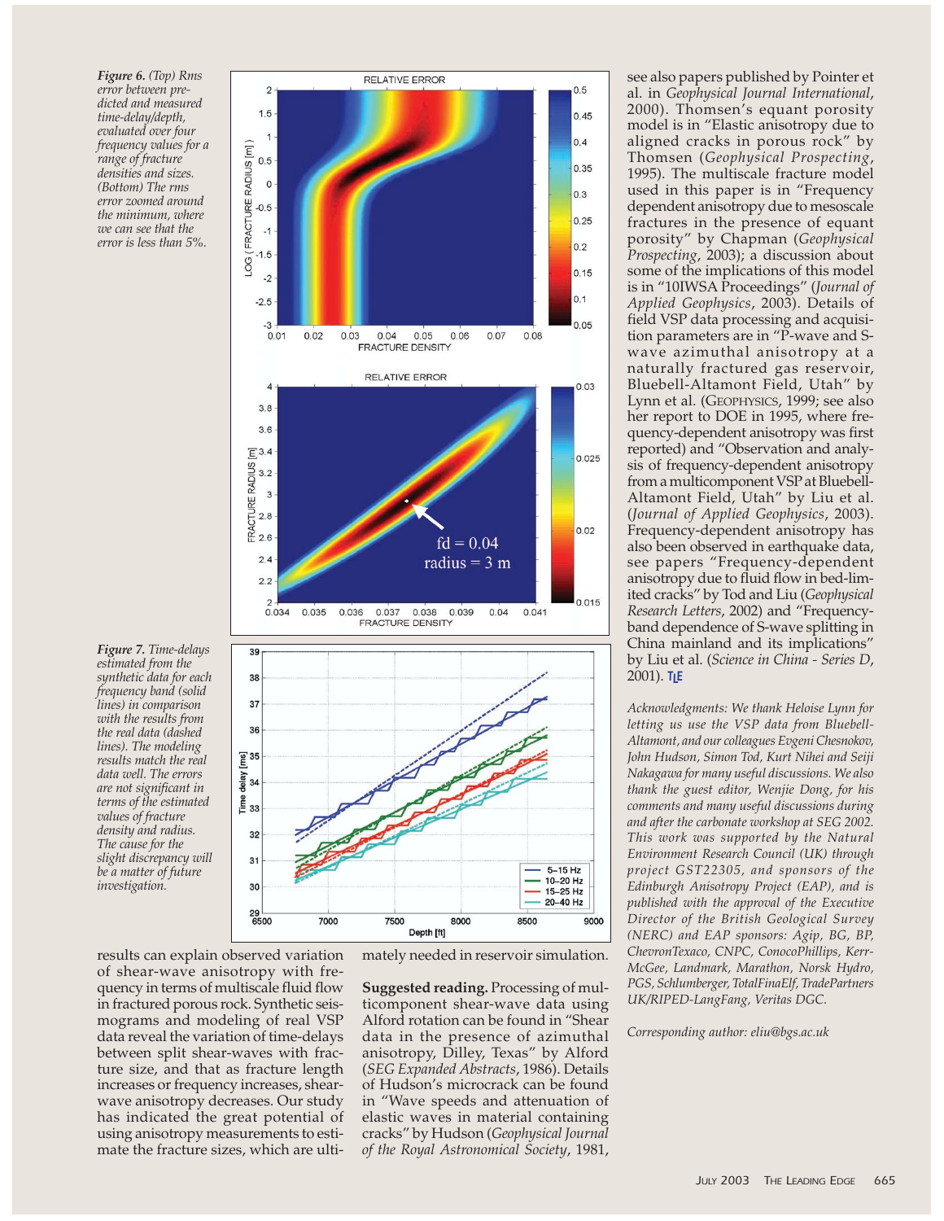*Figure 6. (Top) Rms error between predicted and measured time-delay/depth, evaluated over four frequency values for a range of fracture densities and sizes. (Bottom) The rms error zoomed around the minimum, where we can see that the error is less than 5%.*

RELATIVE ERROR

LOG ( FRACTURE RADIUS [m] )

FRACTURE DENSITY

RELATIVE ERROR

FRACTURE RADIUS [m]

fd = 0.04
radius = 3 m

FRACTURE DENSITY

*Figure 7. Time-delays estimated from the synthetic data for each frequency band (solid lines) in comparison with the results from the real data (dashed lines). The modeling results match the real data well. The errors are not significant in terms of the estimated values of fracture density and radius. The cause for the slight discrepancy will be a matter of future investigation.*

Time delay [ms]

Depth [ft]

5–15 Hz
10–20 Hz
15–25 Hz
20–40 Hz

results can explain observed variation of shear-wave anisotropy with frequency in terms of multiscale fluid flow in fractured porous rock. Synthetic seismograms and modeling of real VSP data reveal the variation of time-delays between split shear-waves with fracture size, and that as fracture length increases or frequency increases, shear-wave anisotropy decreases. Our study has indicated the great potential of using anisotropy measurements to estimate the fracture sizes, which are ultimately needed in reservoir simulation.

**Suggested reading.** Processing of multicomponent shear-wave data using Alford rotation can be found in "Shear data in the presence of azimuthal anisotropy, Dilley, Texas" by Alford (*SEG Expanded Abstracts*, 1986). Details of Hudson's microcrack can be found in "Wave speeds and attenuation of elastic waves in material containing cracks" by Hudson (*Geophysical Journal of the Royal Astronomical Society*, 1981, see also papers published by Pointer et al. in *Geophysical Journal International*, 2000). Thomsen's equant porosity model is in "Elastic anisotropy due to aligned cracks in porous rock" by Thomsen (*Geophysical Prospecting*, 1995). The multiscale fracture model used in this paper is in "Frequency dependent anisotropy due to mesoscale fractures in the presence of equant porosity" by Chapman (*Geophysical Prospecting*, 2003); a discussion about some of the implications of this model is in "10IWSA Proceedings" (*Journal of Applied Geophysics*, 2003). Details of field VSP data processing and acquisition parameters are in "P-wave and S-wave azimuthal anisotropy at a naturally fractured gas reservoir, Bluebell-Altamont Field, Utah" by Lynn et al. (GEOPHYSICS, 1999; see also her report to DOE in 1995, where frequency-dependent anisotropy was first reported) and "Observation and analysis of frequency-dependent anisotropy from a multicomponent VSP at Bluebell-Altamont Field, Utah" by Liu et al. (*Journal of Applied Geophysics*, 2003). Frequency-dependent anisotropy has also been observed in earthquake data, see papers "Frequency-dependent anisotropy due to fluid flow in bed-limited cracks" by Tod and Liu (*Geophysical Research Letters*, 2002) and "Frequency-band dependence of S-wave splitting in China mainland and its implications" by Liu et al. (*Science in China - Series D*, 2001). TLE

*Acknowledgments: We thank Heloise Lynn for letting us use the VSP data from Bluebell-Altamont, and our colleagues Evgeni Chesnokov, John Hudson, Simon Tod, Kurt Nihei and Seiji Nakagawa for many useful discussions. We also thank the guest editor, Wenjie Dong, for his comments and many useful discussions during and after the carbonate workshop at SEG 2002. This work was supported by the Natural Environment Research Council (UK) through project GST22305, and sponsors of the Edinburgh Anisotropy Project (EAP), and is published with the approval of the Executive Director of the British Geological Survey (NERC) and EAP sponsors: Agip, BG, BP, ChevronTexaco, CNPC, ConocoPhillips, Kerr-McGee, Landmark, Marathon, Norsk Hydro, PGS, Schlumberger, TotalFinaElf, TradePartners UK/RIPED-LangFang, Veritas DGC.*

*Corresponding author: eliu@bgs.ac.uk*